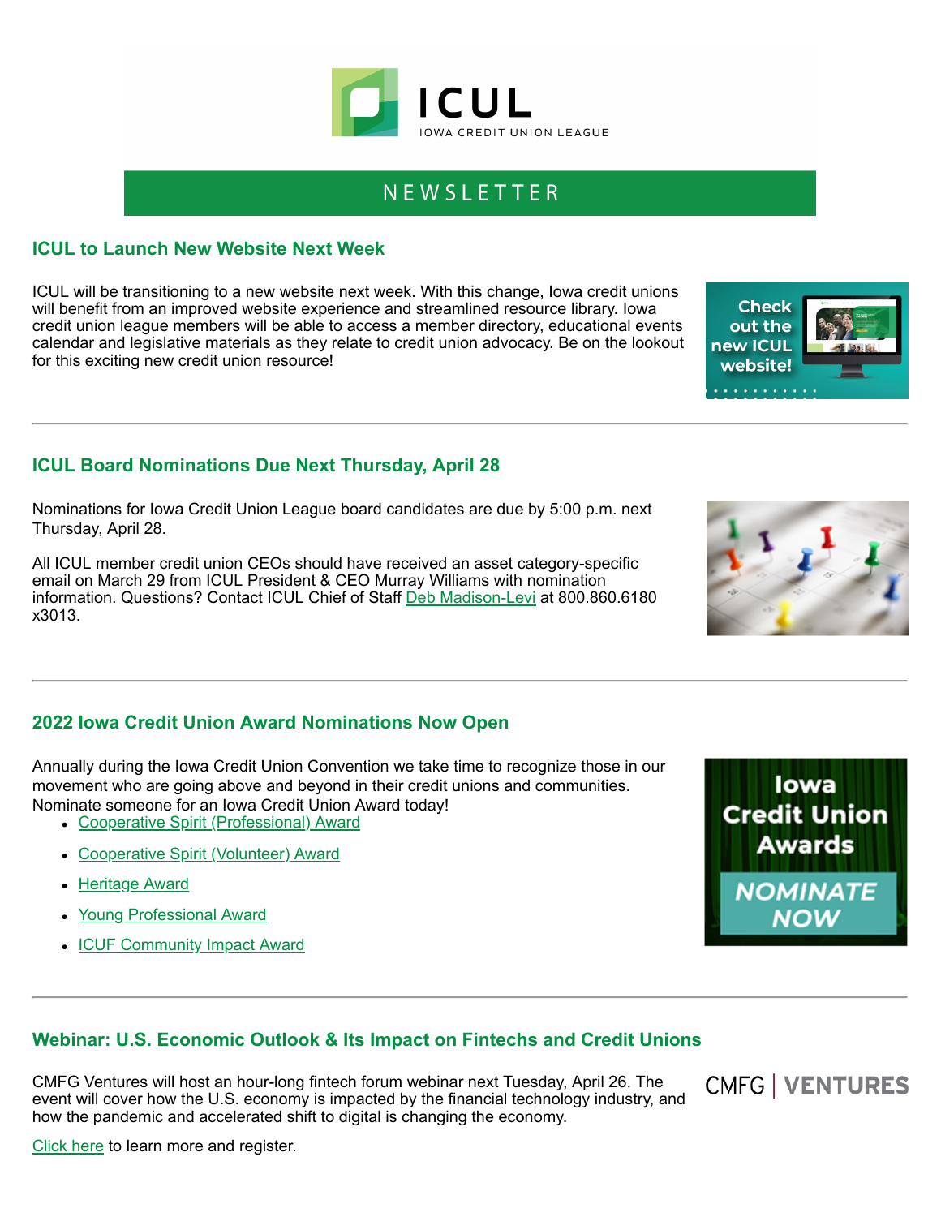# ICUL
IOWA CREDIT UNION LEAGUE

NEWSLETTER

## ICUL to Launch New Website Next Week

ICUL will be transitioning to a new website next week. With this change, Iowa credit unions will benefit from an improved website experience and streamlined resource library. Iowa credit union league members will be able to access a member directory, educational events calendar and legislative materials as they relate to credit union advocacy. Be on the lookout for this exciting new credit union resource!

Check out the new ICUL website!

---

## ICUL Board Nominations Due Next Thursday, April 28

Nominations for Iowa Credit Union League board candidates are due by 5:00 p.m. next Thursday, April 28.

All ICUL member credit union CEOs should have received an asset category-specific email on March 29 from ICUL President & CEO Murray Williams with nomination information. Questions? Contact ICUL Chief of Staff Deb Madison-Levi at 800.860.6180 x3013.

---

## 2022 Iowa Credit Union Award Nominations Now Open

Annually during the Iowa Credit Union Convention we take time to recognize those in our movement who are going above and beyond in their credit unions and communities. Nominate someone for an Iowa Credit Union Award today!

- Cooperative Spirit (Professional) Award
- Cooperative Spirit (Volunteer) Award
- Heritage Award
- Young Professional Award
- ICUF Community Impact Award

Iowa Credit Union Awards

NOMINATE NOW

---

## Webinar: U.S. Economic Outlook & Its Impact on Fintechs and Credit Unions

CMFG Ventures will host an hour-long fintech forum webinar next Tuesday, April 26. The event will cover how the U.S. economy is impacted by the financial technology industry, and how the pandemic and accelerated shift to digital is changing the economy.

Click here to learn more and register.

CMFG | VENTURES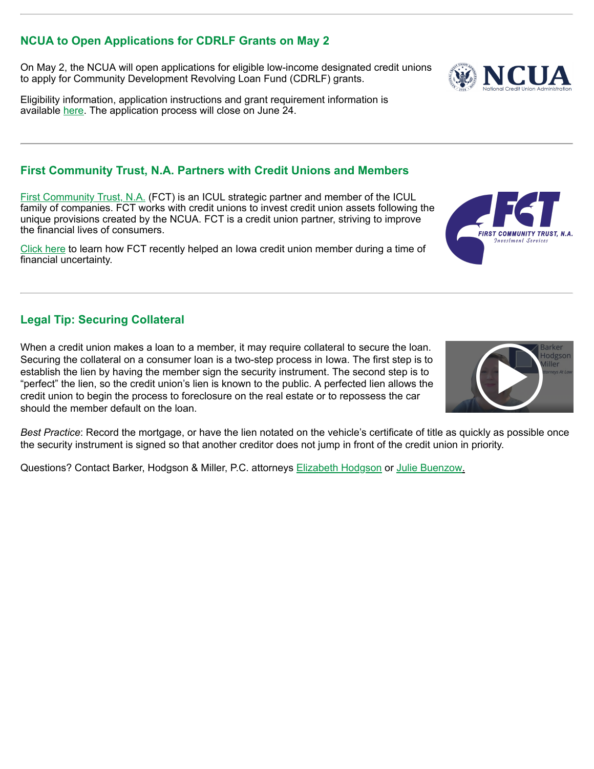## NCUA to Open Applications for CDRLF Grants on May 2

On May 2, the NCUA will open applications for eligible low-income designated credit unions to apply for Community Development Revolving Loan Fund (CDRLF) grants.

Eligibility information, application instructions and grant requirement information is available here. The application process will close on June 24.

---

## First Community Trust, N.A. Partners with Credit Unions and Members

First Community Trust, N.A. (FCT) is an ICUL strategic partner and member of the ICUL family of companies. FCT works with credit unions to invest credit union assets following the unique provisions created by the NCUA. FCT is a credit union partner, striving to improve the financial lives of consumers.

Click here to learn how FCT recently helped an Iowa credit union member during a time of financial uncertainty.

---

## Legal Tip: Securing Collateral

When a credit union makes a loan to a member, it may require collateral to secure the loan. Securing the collateral on a consumer loan is a two-step process in Iowa. The first step is to establish the lien by having the member sign the security instrument. The second step is to "perfect" the lien, so the credit union's lien is known to the public. A perfected lien allows the credit union to begin the process to foreclosure on the real estate or to repossess the car should the member default on the loan.

*Best Practice*: Record the mortgage, or have the lien notated on the vehicle's certificate of title as quickly as possible once the security instrument is signed so that another creditor does not jump in front of the credit union in priority.

Questions? Contact Barker, Hodgson & Miller, P.C. attorneys Elizabeth Hodgson or Julie Buenzow.